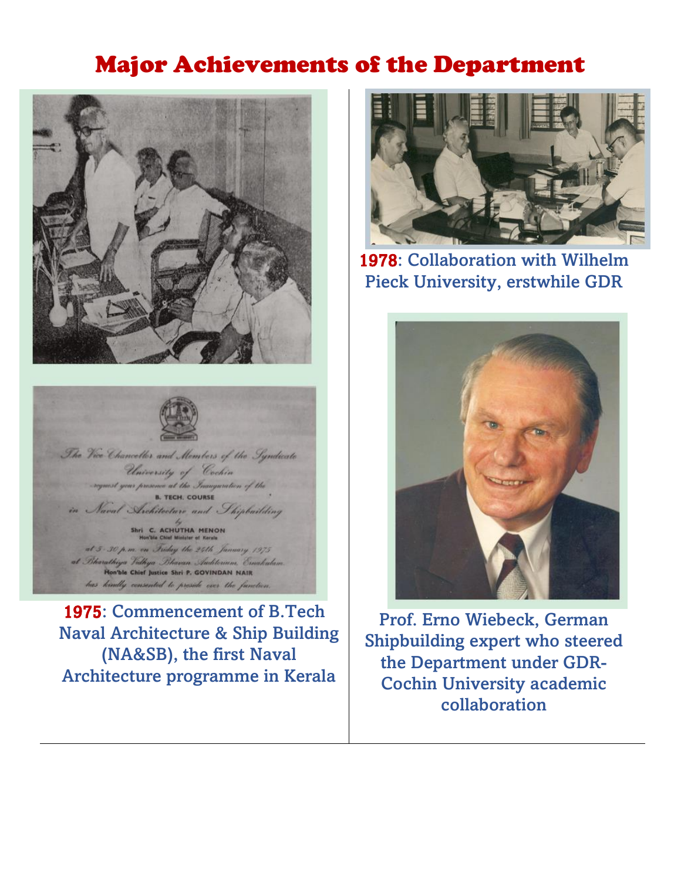# Major Achievements of the Department

The Vice Chancellor and Members of the Syndicate
University of Cochin
request your presence at the Inauguration of the
B. TECH. COURSE
in Naval Architecture and Shipbuilding
by
Shri C. ACHUTHA MENON
Hon'ble Chief Minister of Kerala
at 5-30 p.m. on Friday the 24th January 1975
at Bharathiya Vidhya Bhavan Auditorium, Ernakulam.
Hon'ble Chief Justice Shri P. GOVINDAN NAIR
has kindly consented to preside over the function.

**1975**: Commencement of B.Tech Naval Architecture & Ship Building (NA&SB), the first Naval Architecture programme in Kerala

**1978**: Collaboration with Wilhelm Pieck University, erstwhile GDR

Prof. Erno Wiebeck, German Shipbuilding expert who steered the Department under GDR-Cochin University academic collaboration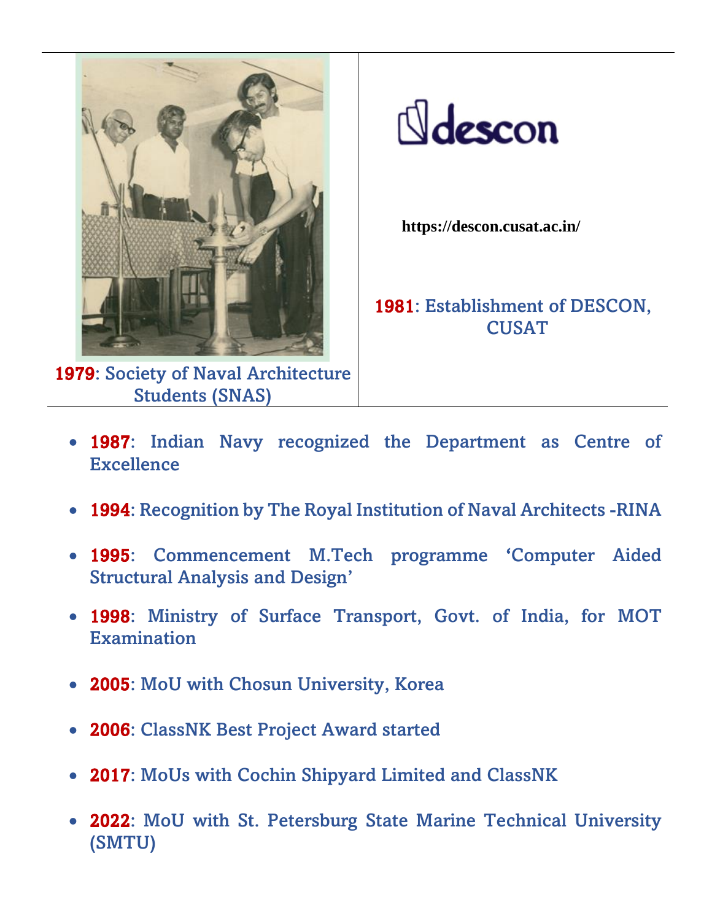**1979**: Society of Naval Architecture Students (SNAS)

descon

https://descon.cusat.ac.in/

**1981**: Establishment of DESCON, CUSAT

- **1987**: Indian Navy recognized the Department as Centre of Excellence
- **1994**: Recognition by The Royal Institution of Naval Architects -RINA
- **1995**: Commencement M.Tech programme 'Computer Aided Structural Analysis and Design'
- **1998**: Ministry of Surface Transport, Govt. of India, for MOT Examination
- **2005**: MoU with Chosun University, Korea
- **2006**: ClassNK Best Project Award started
- **2017**: MoUs with Cochin Shipyard Limited and ClassNK
- **2022**: MoU with St. Petersburg State Marine Technical University (SMTU)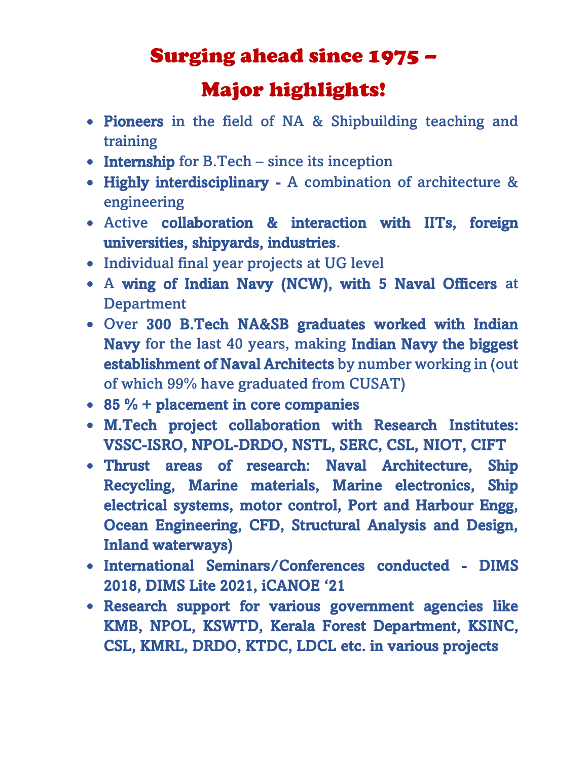# Surging ahead since 1975 –
# Major highlights!

- **Pioneers** in the field of NA & Shipbuilding teaching and training
- **Internship** for B.Tech – since its inception
- **Highly interdisciplinary -** A combination of architecture & engineering
- Active **collaboration & interaction with IITs, foreign universities, shipyards, industries**.
- Individual final year projects at UG level
- A **wing of Indian Navy (NCW), with 5 Naval Officers** at Department
- Over **300 B.Tech NA&SB graduates worked with Indian Navy** for the last 40 years, making **Indian Navy the biggest establishment of Naval Architects** by number working in (out of which 99% have graduated from CUSAT)
- **85 % + placement in core companies**
- **M.Tech project collaboration with Research Institutes: VSSC-ISRO, NPOL-DRDO, NSTL, SERC, CSL, NIOT, CIFT**
- **Thrust areas of research: Naval Architecture, Ship Recycling, Marine materials, Marine electronics, Ship electrical systems, motor control, Port and Harbour Engg, Ocean Engineering, CFD, Structural Analysis and Design, Inland waterways)**
- **International Seminars/Conferences conducted - DIMS 2018, DIMS Lite 2021, iCANOE '21**
- **Research support for various government agencies like KMB, NPOL, KSWTD, Kerala Forest Department, KSINC, CSL, KMRL, DRDO, KTDC, LDCL etc. in various projects**